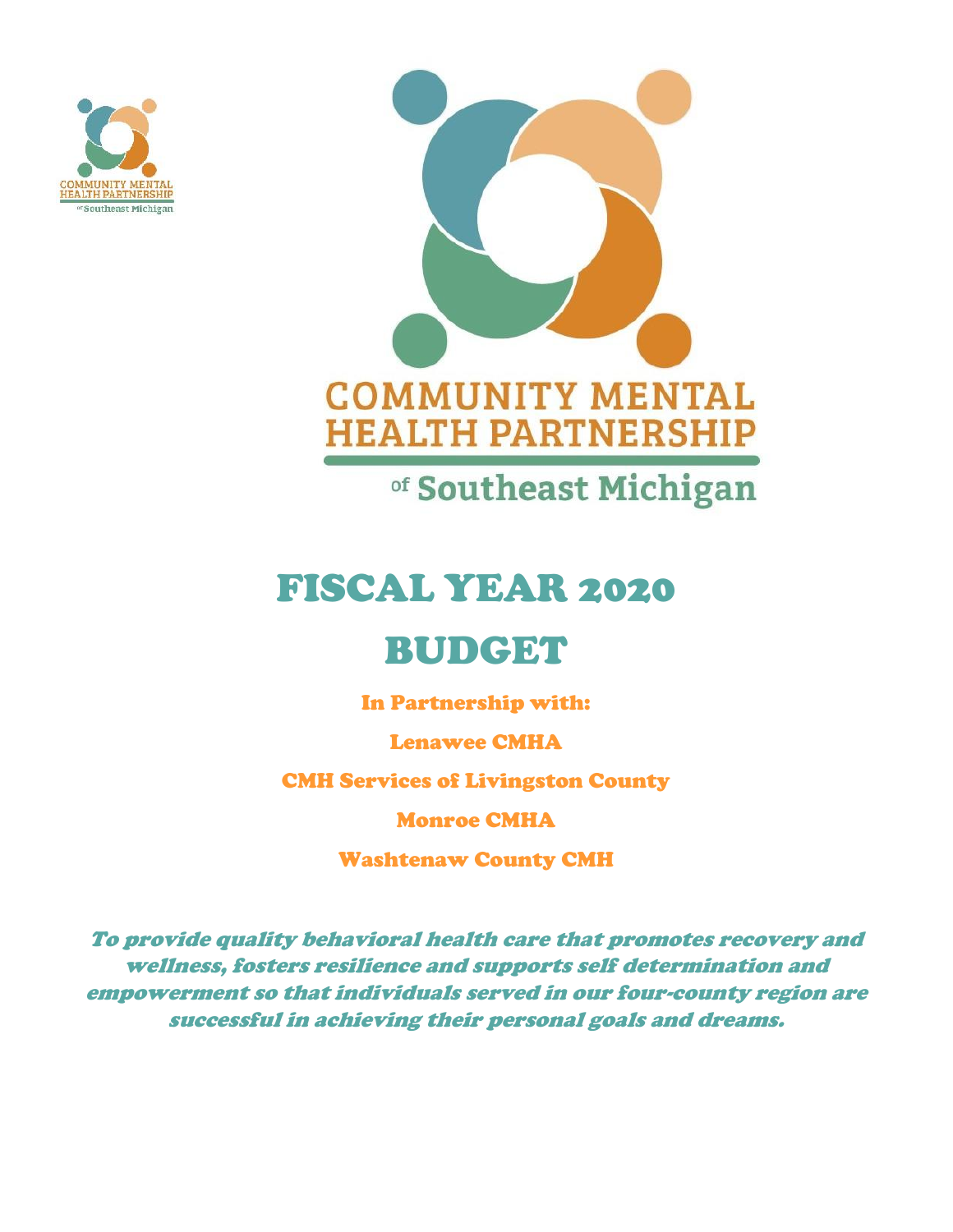COMMUNITY MENTAL HEALTH PARTNERSHIP

of Southeast Michigan

# FISCAL YEAR 2020

# BUDGET

**In Partnership with:**

**Lenawee CMHA**

**CMH Services of Livingston County**

**Monroe CMHA**

**Washtenaw County CMH**

***To provide quality behavioral health care that promotes recovery and wellness, fosters resilience and supports self determination and empowerment so that individuals served in our four-county region are successful in achieving their personal goals and dreams.***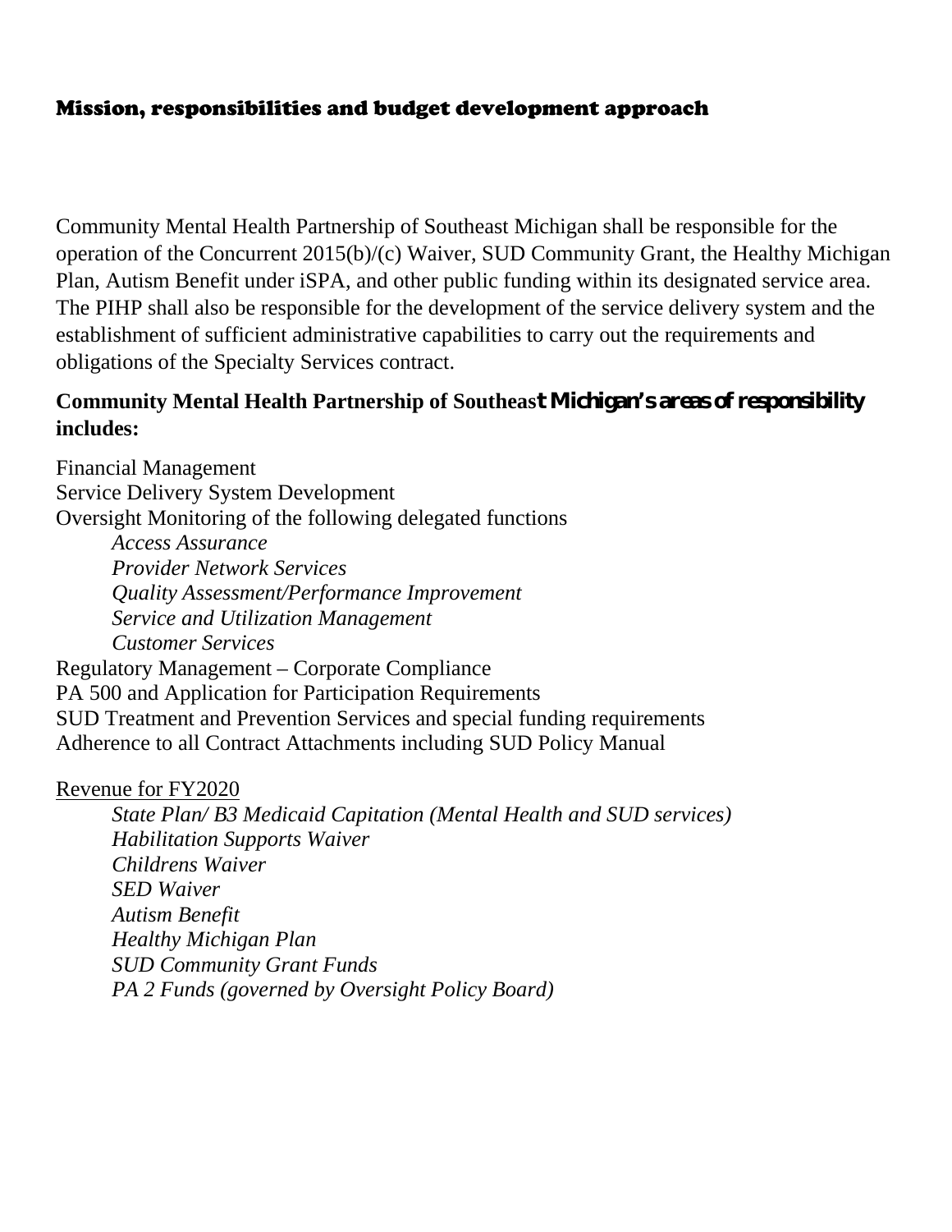## Mission, responsibilities and budget development approach

Community Mental Health Partnership of Southeast Michigan shall be responsible for the operation of the Concurrent 2015(b)/(c) Waiver, SUD Community Grant, the Healthy Michigan Plan, Autism Benefit under iSPA, and other public funding within its designated service area. The PIHP shall also be responsible for the development of the service delivery system and the establishment of sufficient administrative capabilities to carry out the requirements and obligations of the Specialty Services contract.

**Community Mental Health Partnership of Southeast Michigan's areas of responsibility includes:**

Financial Management
Service Delivery System Development
Oversight Monitoring of the following delegated functions

- *Access Assurance*
- *Provider Network Services*
- *Quality Assessment/Performance Improvement*
- *Service and Utilization Management*
- *Customer Services*

Regulatory Management – Corporate Compliance
PA 500 and Application for Participation Requirements
SUD Treatment and Prevention Services and special funding requirements
Adherence to all Contract Attachments including SUD Policy Manual

<u>Revenue for FY2020</u>

- *State Plan/ B3 Medicaid Capitation (Mental Health and SUD services)*
- *Habilitation Supports Waiver*
- *Childrens Waiver*
- *SED Waiver*
- *Autism Benefit*
- *Healthy Michigan Plan*
- *SUD Community Grant Funds*
- *PA 2 Funds (governed by Oversight Policy Board)*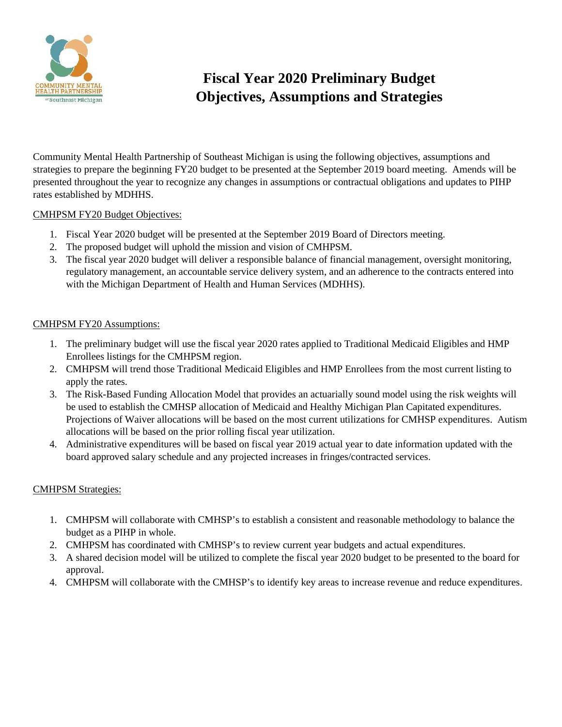# Fiscal Year 2020 Preliminary Budget Objectives, Assumptions and Strategies

Community Mental Health Partnership of Southeast Michigan is using the following objectives, assumptions and strategies to prepare the beginning FY20 budget to be presented at the September 2019 board meeting. Amends will be presented throughout the year to recognize any changes in assumptions or contractual obligations and updates to PIHP rates established by MDHHS.

## CMHPSM FY20 Budget Objectives:

1. Fiscal Year 2020 budget will be presented at the September 2019 Board of Directors meeting.
2. The proposed budget will uphold the mission and vision of CMHPSM.
3. The fiscal year 2020 budget will deliver a responsible balance of financial management, oversight monitoring, regulatory management, an accountable service delivery system, and an adherence to the contracts entered into with the Michigan Department of Health and Human Services (MDHHS).

## CMHPSM FY20 Assumptions:

1. The preliminary budget will use the fiscal year 2020 rates applied to Traditional Medicaid Eligibles and HMP Enrollees listings for the CMHPSM region.
2. CMHPSM will trend those Traditional Medicaid Eligibles and HMP Enrollees from the most current listing to apply the rates.
3. The Risk-Based Funding Allocation Model that provides an actuarially sound model using the risk weights will be used to establish the CMHSP allocation of Medicaid and Healthy Michigan Plan Capitated expenditures. Projections of Waiver allocations will be based on the most current utilizations for CMHSP expenditures. Autism allocations will be based on the prior rolling fiscal year utilization.
4. Administrative expenditures will be based on fiscal year 2019 actual year to date information updated with the board approved salary schedule and any projected increases in fringes/contracted services.

## CMHPSM Strategies:

1. CMHPSM will collaborate with CMHSP's to establish a consistent and reasonable methodology to balance the budget as a PIHP in whole.
2. CMHPSM has coordinated with CMHSP's to review current year budgets and actual expenditures.
3. A shared decision model will be utilized to complete the fiscal year 2020 budget to be presented to the board for approval.
4. CMHPSM will collaborate with the CMHSP's to identify key areas to increase revenue and reduce expenditures.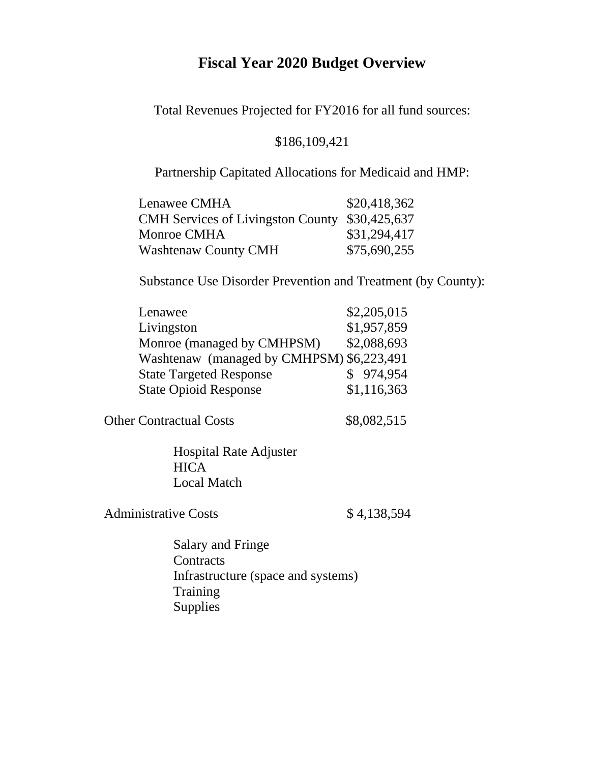# Fiscal Year 2020 Budget Overview

Total Revenues Projected for FY2016 for all fund sources:

$186,109,421

Partnership Capitated Allocations for Medicaid and HMP:

| | |
|---|---|
| Lenawee CMHA | $20,418,362 |
| CMH Services of Livingston County | $30,425,637 |
| Monroe CMHA | $31,294,417 |
| Washtenaw County CMH | $75,690,255 |

Substance Use Disorder Prevention and Treatment (by County):

| | |
|---|---|
| Lenawee | $2,205,015 |
| Livingston | $1,957,859 |
| Monroe (managed by CMHPSM) | $2,088,693 |
| Washtenaw (managed by CMHPSM) | $6,223,491 |
| State Targeted Response | $ 974,954 |
| State Opioid Response | $1,116,363 |

Other Contractual Costs $8,082,515

- Hospital Rate Adjuster
- HICA
- Local Match

Administrative Costs $ 4,138,594

- Salary and Fringe
- Contracts
- Infrastructure (space and systems)
- Training
- Supplies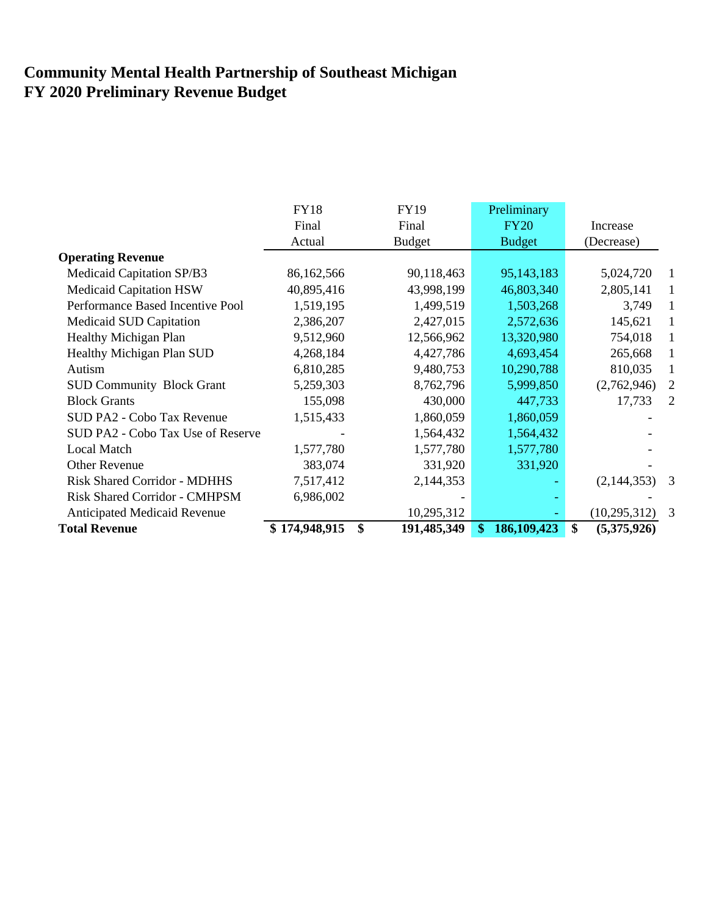# Community Mental Health Partnership of Southeast Michigan
# FY 2020 Preliminary Revenue Budget

| | FY18 Final Actual | FY19 Final Budget | Preliminary FY20 Budget | Increase (Decrease) | |
|---|---|---|---|---|---|
| **Operating Revenue** | | | | | |
| Medicaid Capitation SP/B3 | 86,162,566 | 90,118,463 | 95,143,183 | 5,024,720 | 1 |
| Medicaid Capitation HSW | 40,895,416 | 43,998,199 | 46,803,340 | 2,805,141 | 1 |
| Performance Based Incentive Pool | 1,519,195 | 1,499,519 | 1,503,268 | 3,749 | 1 |
| Medicaid SUD Capitation | 2,386,207 | 2,427,015 | 2,572,636 | 145,621 | 1 |
| Healthy Michigan Plan | 9,512,960 | 12,566,962 | 13,320,980 | 754,018 | 1 |
| Healthy Michigan Plan SUD | 4,268,184 | 4,427,786 | 4,693,454 | 265,668 | 1 |
| Autism | 6,810,285 | 9,480,753 | 10,290,788 | 810,035 | 1 |
| SUD Community Block Grant | 5,259,303 | 8,762,796 | 5,999,850 | (2,762,946) | 2 |
| Block Grants | 155,098 | 430,000 | 447,733 | 17,733 | 2 |
| SUD PA2 - Cobo Tax Revenue | 1,515,433 | 1,860,059 | 1,860,059 | - | |
| SUD PA2 - Cobo Tax Use of Reserve | - | 1,564,432 | 1,564,432 | - | |
| Local Match | 1,577,780 | 1,577,780 | 1,577,780 | - | |
| Other Revenue | 383,074 | 331,920 | 331,920 | - | |
| Risk Shared Corridor - MDHHS | 7,517,412 | 2,144,353 | - | (2,144,353) | 3 |
| Risk Shared Corridor - CMHPSM | 6,986,002 | - | - | - | |
| Anticipated Medicaid Revenue | | 10,295,312 | - | (10,295,312) | 3 |
| **Total Revenue** | **$ 174,948,915** | **$ 191,485,349** | **$ 186,109,423** | **$ (5,375,926)** | |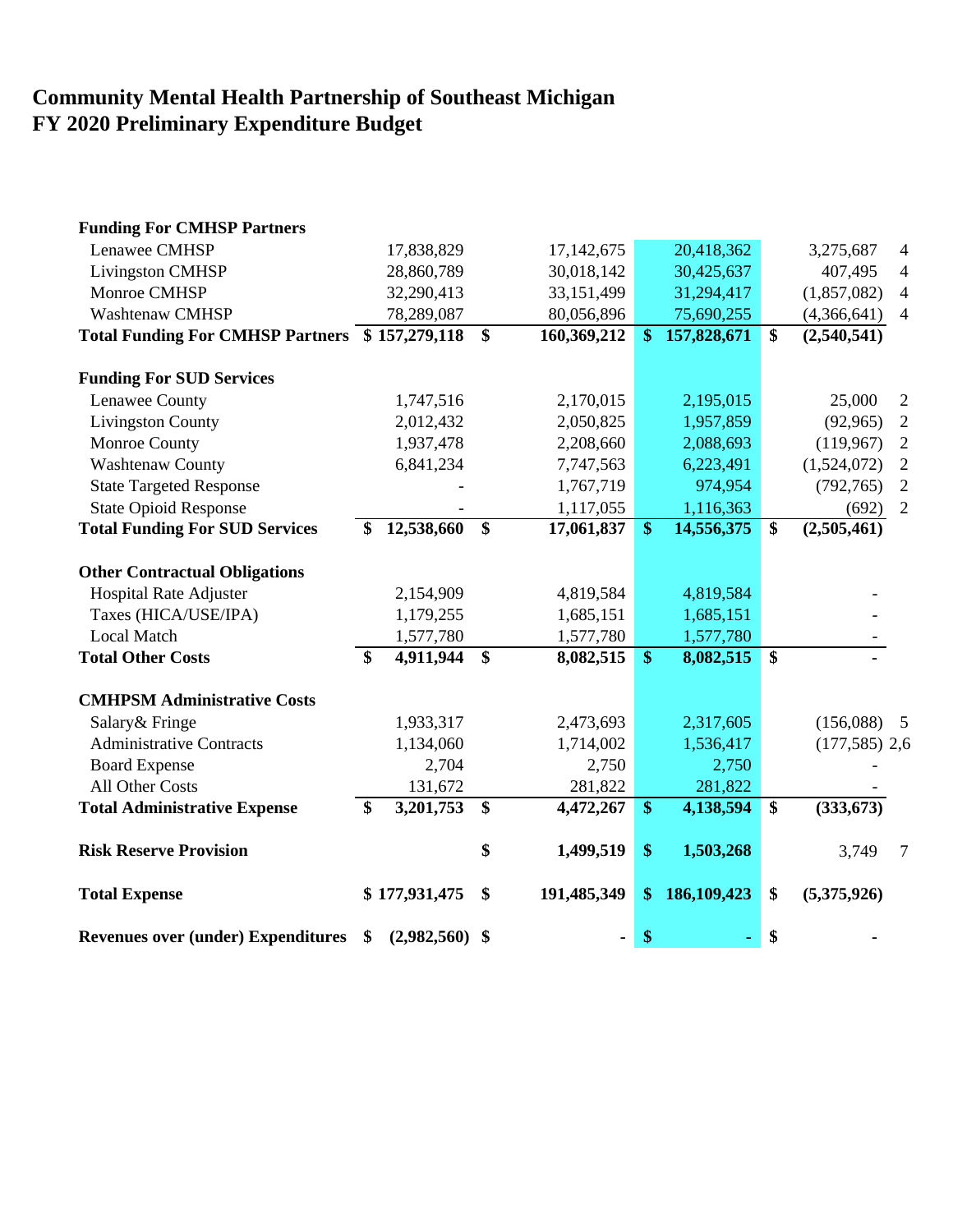# Community Mental Health Partnership of Southeast Michigan
# FY 2020 Preliminary Expenditure Budget

| | | | | | |
|---|---|---|---|---|---|
| **Funding For CMHSP Partners** | | | | | |
| Lenawee CMHSP | 17,838,829 | 17,142,675 | 20,418,362 | 3,275,687 | 4 |
| Livingston CMHSP | 28,860,789 | 30,018,142 | 30,425,637 | 407,495 | 4 |
| Monroe CMHSP | 32,290,413 | 33,151,499 | 31,294,417 | (1,857,082) | 4 |
| Washtenaw CMHSP | 78,289,087 | 80,056,896 | 75,690,255 | (4,366,641) | 4 |
| **Total Funding For CMHSP Partners** | **$ 157,279,118** | **$ 160,369,212** | **$ 157,828,671** | **$ (2,540,541)** | |
| **Funding For SUD Services** | | | | | |
| Lenawee County | 1,747,516 | 2,170,015 | 2,195,015 | 25,000 | 2 |
| Livingston County | 2,012,432 | 2,050,825 | 1,957,859 | (92,965) | 2 |
| Monroe County | 1,937,478 | 2,208,660 | 2,088,693 | (119,967) | 2 |
| Washtenaw County | 6,841,234 | 7,747,563 | 6,223,491 | (1,524,072) | 2 |
| State Targeted Response | - | 1,767,719 | 974,954 | (792,765) | 2 |
| State Opioid Response | - | 1,117,055 | 1,116,363 | (692) | 2 |
| **Total Funding For SUD Services** | **$ 12,538,660** | **$ 17,061,837** | **$ 14,556,375** | **$ (2,505,461)** | |
| **Other Contractual Obligations** | | | | | |
| Hospital Rate Adjuster | 2,154,909 | 4,819,584 | 4,819,584 | - | |
| Taxes (HICA/USE/IPA) | 1,179,255 | 1,685,151 | 1,685,151 | - | |
| Local Match | 1,577,780 | 1,577,780 | 1,577,780 | - | |
| **Total Other Costs** | **$ 4,911,944** | **$ 8,082,515** | **$ 8,082,515** | **$ -** | |
| **CMHPSM Administrative Costs** | | | | | |
| Salary& Fringe | 1,933,317 | 2,473,693 | 2,317,605 | (156,088) | 5 |
| Administrative Contracts | 1,134,060 | 1,714,002 | 1,536,417 | (177,585) | 2,6 |
| Board Expense | 2,704 | 2,750 | 2,750 | - | |
| All Other Costs | 131,672 | 281,822 | 281,822 | - | |
| **Total Administrative Expense** | **$ 3,201,753** | **$ 4,472,267** | **$ 4,138,594** | **$ (333,673)** | |
| **Risk Reserve Provision** | | **$ 1,499,519** | **$ 1,503,268** | 3,749 | 7 |
| **Total Expense** | **$ 177,931,475** | **$ 191,485,349** | **$ 186,109,423** | **$ (5,375,926)** | |
| **Revenues over (under) Expenditures** | **$ (2,982,560)** | **$ -** | **$ -** | **$ -** | |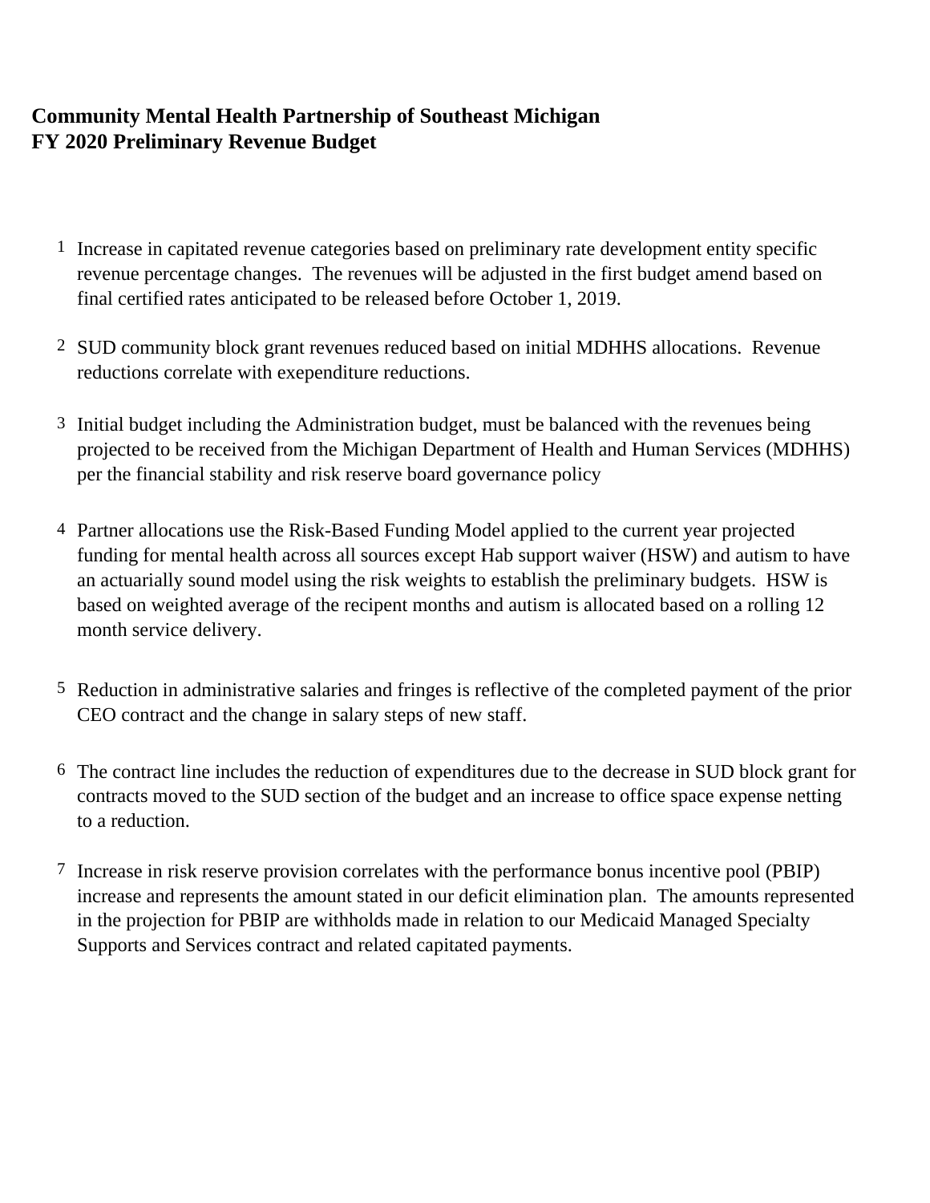**Community Mental Health Partnership of Southeast Michigan**
**FY 2020 Preliminary Revenue Budget**

1. Increase in capitated revenue categories based on preliminary rate development entity specific revenue percentage changes. The revenues will be adjusted in the first budget amend based on final certified rates anticipated to be released before October 1, 2019.

2. SUD community block grant revenues reduced based on initial MDHHS allocations. Revenue reductions correlate with exependiture reductions.

3. Initial budget including the Administration budget, must be balanced with the revenues being projected to be received from the Michigan Department of Health and Human Services (MDHHS) per the financial stability and risk reserve board governance policy

4. Partner allocations use the Risk-Based Funding Model applied to the current year projected funding for mental health across all sources except Hab support waiver (HSW) and autism to have an actuarially sound model using the risk weights to establish the preliminary budgets. HSW is based on weighted average of the recipent months and autism is allocated based on a rolling 12 month service delivery.

5. Reduction in administrative salaries and fringes is reflective of the completed payment of the prior CEO contract and the change in salary steps of new staff.

6. The contract line includes the reduction of expenditures due to the decrease in SUD block grant for contracts moved to the SUD section of the budget and an increase to office space expense netting to a reduction.

7. Increase in risk reserve provision correlates with the performance bonus incentive pool (PBIP) increase and represents the amount stated in our deficit elimination plan. The amounts represented in the projection for PBIP are withholds made in relation to our Medicaid Managed Specialty Supports and Services contract and related capitated payments.